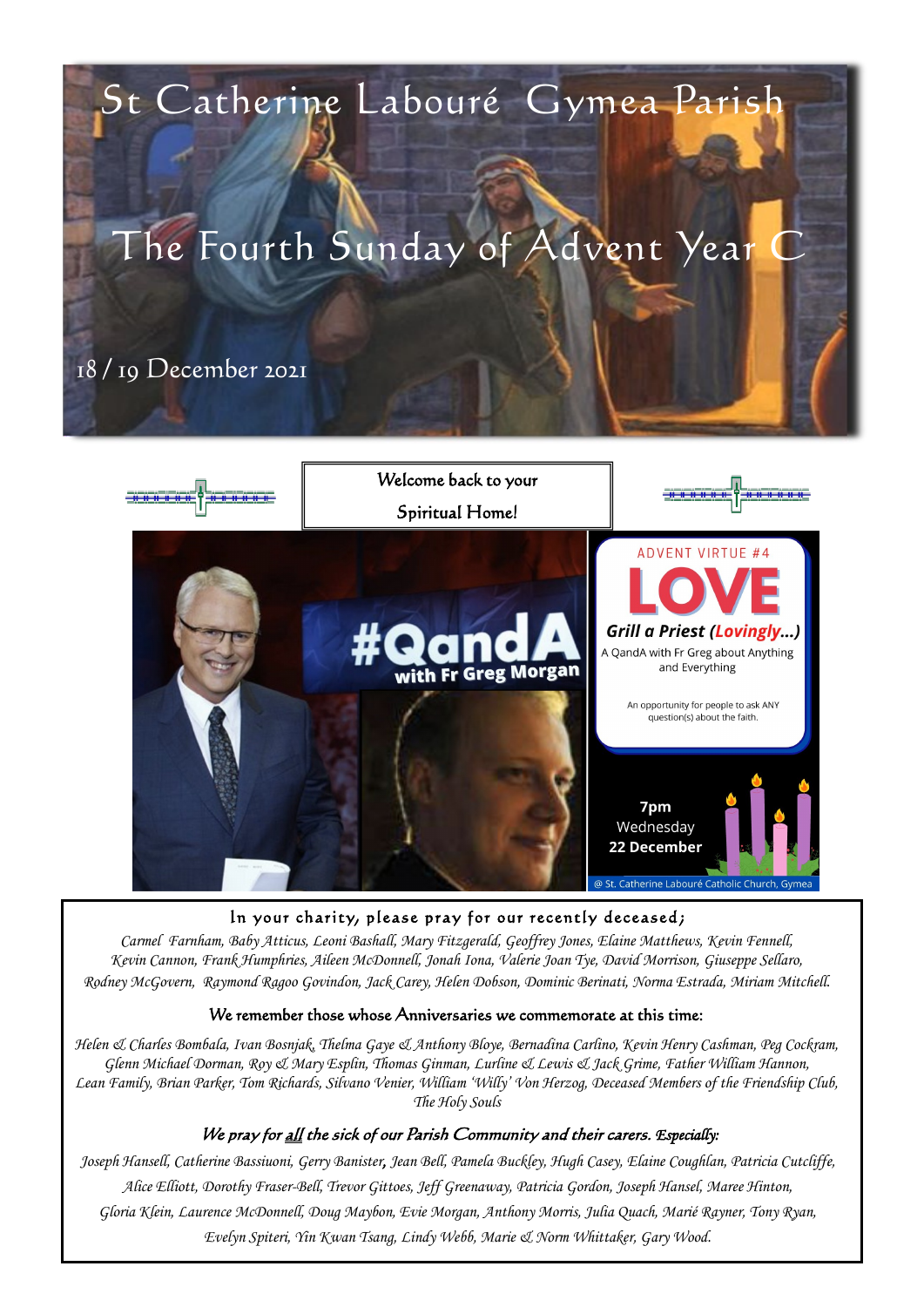# St Catherine Labouré Gymea Parish

## The Fourth Sunday of Advent Year C

18 / 19 December 2021

Welcome back to your Spiritual Home!

#QandA with Fr Greg Morgan

ADVENT VIRTUE #4

**LOVE**

***Grill a Priest (Lovingly...)***

A QandA with Fr Greg about Anything and Everything

An opportunity for people to ask ANY question(s) about the faith.

**7pm**
Wednesday
**22 December**

@ St. Catherine Labouré Catholic Church, Gymea

### In your charity, please pray for our recently deceased;

*Carmel Farnham, Baby Atticus, Leoni Bashall, Mary Fitzgerald, Geoffrey Jones, Elaine Matthews, Kevin Fennell, Kevin Cannon, Frank Humphries, Aileen McDonnell, Jonah Iona, Valerie Joan Tye, David Morrison, Giuseppe Sellaro, Rodney McGovern, Raymond Ragoo Govindon, Jack Carey, Helen Dobson, Dominic Berinati, Norma Estrada, Miriam Mitchell.*

### We remember those whose Anniversaries we commemorate at this time:

*Helen & Charles Bombala, Ivan Bosnjak, Thelma Gaye & Anthony Bloye, Bernadina Carlino, Kevin Henry Cashman, Peg Cockram, Glenn Michael Dorman, Roy & Mary Esplin, Thomas Ginman, Lurline & Lewis & Jack Grime, Father William Hannon, Lean Family, Brian Parker, Tom Richards, Silvano Venier, William 'Willy' Von Herzog, Deceased Members of the Friendship Club, The Holy Souls*

### *We pray for all the sick of our Parish Community and their carers. Especially:*

*Joseph Hansell, Catherine Bassiuoni, Gerry Banister, Jean Bell, Pamela Buckley, Hugh Casey, Elaine Coughlan, Patricia Cutcliffe, Alice Elliott, Dorothy Fraser-Bell, Trevor Gittoes, Jeff Greenaway, Patricia Gordon, Joseph Hansel, Maree Hinton, Gloria Klein, Laurence McDonnell, Doug Maybon, Evie Morgan, Anthony Morris, Julia Quach, Marié Rayner, Tony Ryan, Evelyn Spiteri, Yin Kwan Tsang, Lindy Webb, Marie & Norm Whittaker, Gary Wood.*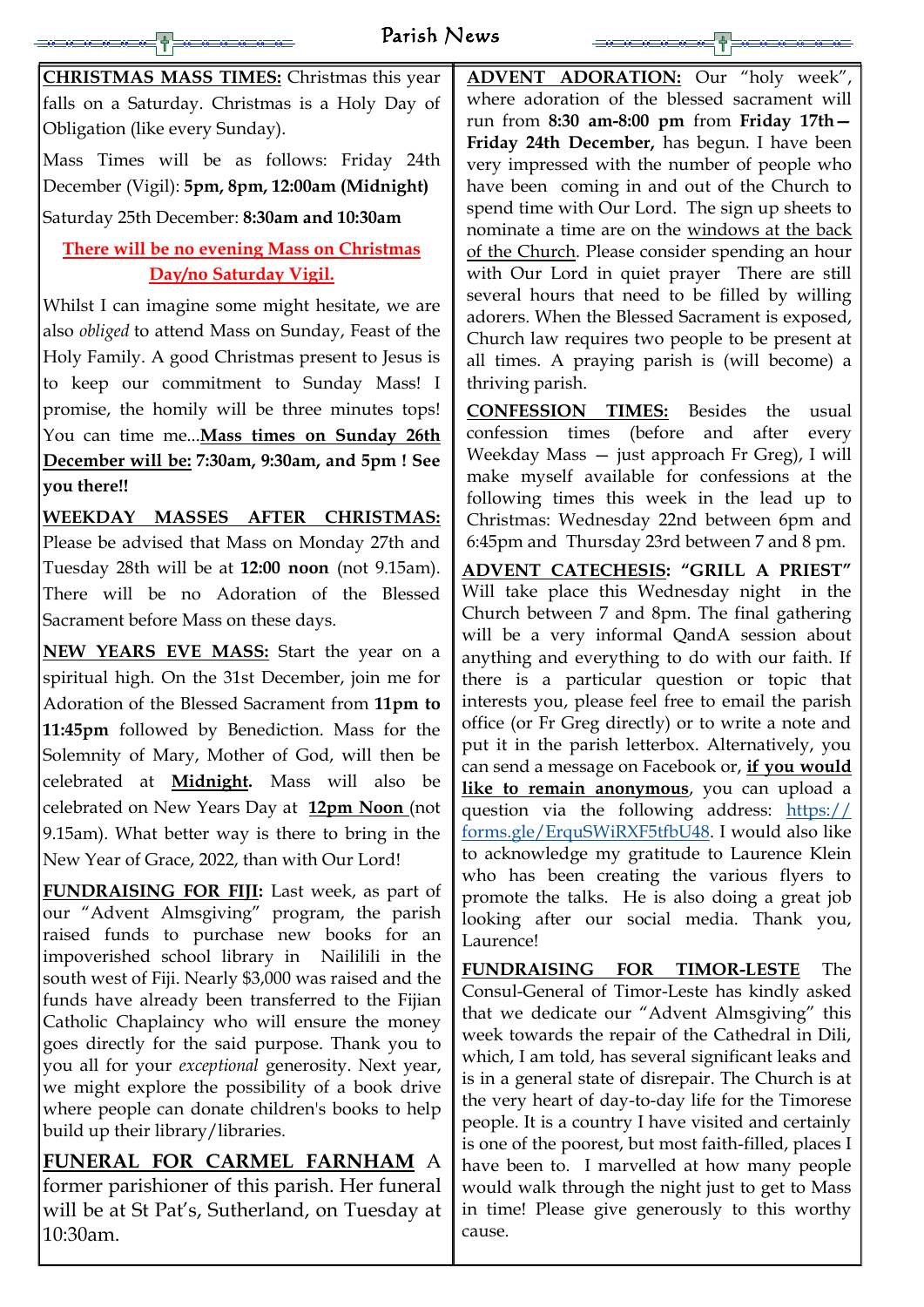# Parish News

**CHRISTMAS MASS TIMES:** Christmas this year falls on a Saturday. Christmas is a Holy Day of Obligation (like every Sunday).

Mass Times will be as follows: Friday 24th December (Vigil): **5pm, 8pm, 12:00am (Midnight)**

Saturday 25th December: **8:30am and 10:30am**

**There will be no evening Mass on Christmas Day/no Saturday Vigil.**

Whilst I can imagine some might hesitate, we are also *obliged* to attend Mass on Sunday, Feast of the Holy Family. A good Christmas present to Jesus is to keep our commitment to Sunday Mass! I promise, the homily will be three minutes tops! You can time me...**Mass times on Sunday 26th December will be: 7:30am, 9:30am, and 5pm ! See you there!!**

**WEEKDAY MASSES AFTER CHRISTMAS:** Please be advised that Mass on Monday 27th and Tuesday 28th will be at **12:00 noon** (not 9.15am). There will be no Adoration of the Blessed Sacrament before Mass on these days.

**NEW YEARS EVE MASS:** Start the year on a spiritual high. On the 31st December, join me for Adoration of the Blessed Sacrament from **11pm to 11:45pm** followed by Benediction. Mass for the Solemnity of Mary, Mother of God, will then be celebrated at **Midnight.** Mass will also be celebrated on New Years Day at **12pm Noon** (not 9.15am). What better way is there to bring in the New Year of Grace, 2022, than with Our Lord!

**FUNDRAISING FOR FIJI:** Last week, as part of our "Advent Almsgiving" program, the parish raised funds to purchase new books for an impoverished school library in Naililili in the south west of Fiji. Nearly $3,000 was raised and the funds have already been transferred to the Fijian Catholic Chaplaincy who will ensure the money goes directly for the said purpose. Thank you to you all for your *exceptional* generosity. Next year, we might explore the possibility of a book drive where people can donate children's books to help build up their library/libraries.

**FUNERAL FOR CARMEL FARNHAM** A former parishioner of this parish. Her funeral will be at St Pat's, Sutherland, on Tuesday at 10:30am.

**ADVENT ADORATION:** Our "holy week", where adoration of the blessed sacrament will run from **8:30 am-8:00 pm** from **Friday 17th—Friday 24th December,** has begun. I have been very impressed with the number of people who have been coming in and out of the Church to spend time with Our Lord. The sign up sheets to nominate a time are on the windows at the back of the Church. Please consider spending an hour with Our Lord in quiet prayer There are still several hours that need to be filled by willing adorers. When the Blessed Sacrament is exposed, Church law requires two people to be present at all times. A praying parish is (will become) a thriving parish.

**CONFESSION TIMES:** Besides the usual confession times (before and after every Weekday Mass — just approach Fr Greg), I will make myself available for confessions at the following times this week in the lead up to Christmas: Wednesday 22nd between 6pm and 6:45pm and Thursday 23rd between 7 and 8 pm.

**ADVENT CATECHESIS: "GRILL A PRIEST"** Will take place this Wednesday night in the Church between 7 and 8pm. The final gathering will be a very informal QandA session about anything and everything to do with our faith. If there is a particular question or topic that interests you, please feel free to email the parish office (or Fr Greg directly) or to write a note and put it in the parish letterbox. Alternatively, you can send a message on Facebook or, **if you would like to remain anonymous**, you can upload a question via the following address: https://forms.gle/ErquSWiRXF5tfbU48. I would also like to acknowledge my gratitude to Laurence Klein who has been creating the various flyers to promote the talks. He is also doing a great job looking after our social media. Thank you, Laurence!

**FUNDRAISING FOR TIMOR-LESTE** The Consul-General of Timor-Leste has kindly asked that we dedicate our "Advent Almsgiving" this week towards the repair of the Cathedral in Dili, which, I am told, has several significant leaks and is in a general state of disrepair. The Church is at the very heart of day-to-day life for the Timorese people. It is a country I have visited and certainly is one of the poorest, but most faith-filled, places I have been to. I marvelled at how many people would walk through the night just to get to Mass in time! Please give generously to this worthy cause.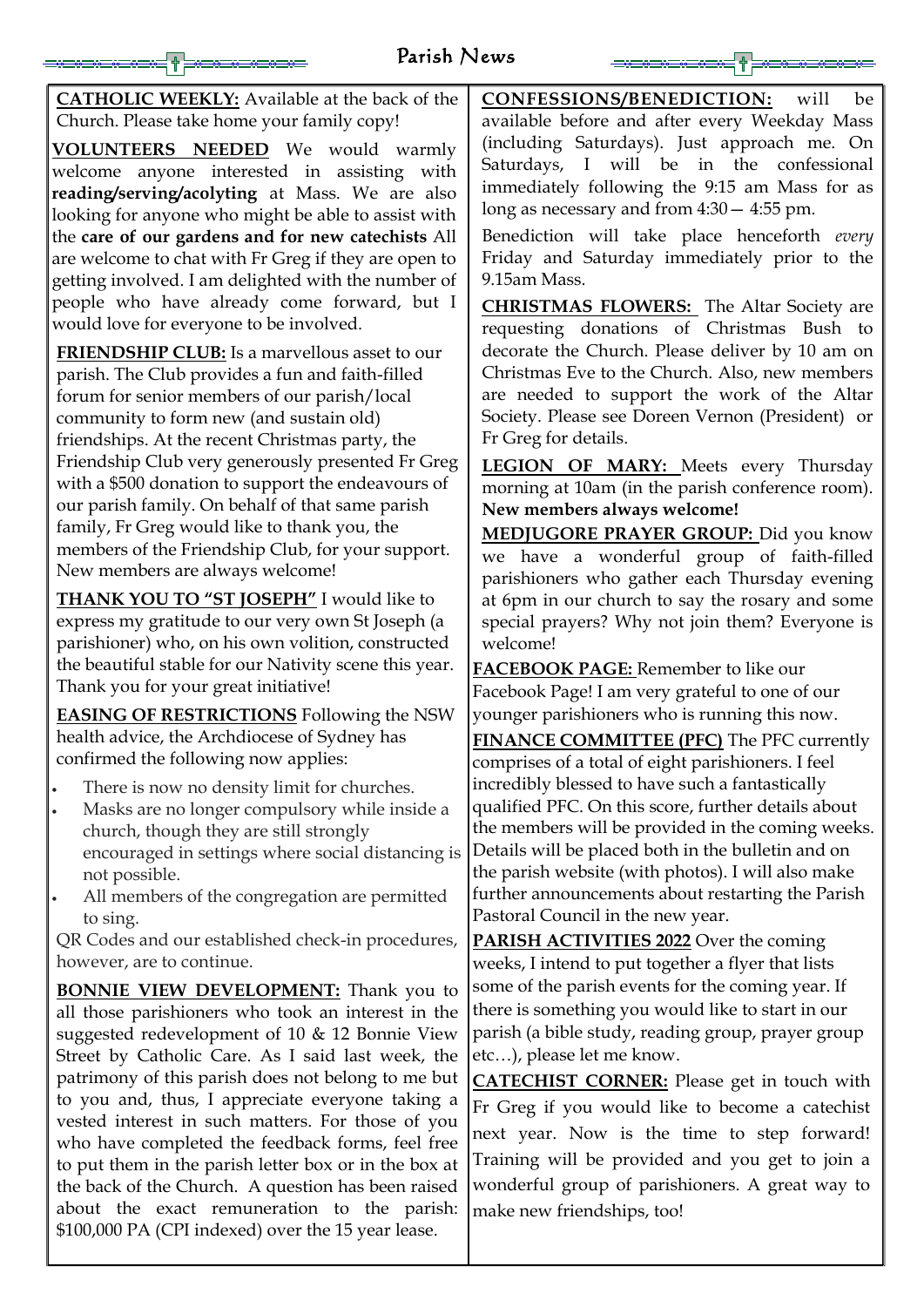# Parish News

**CATHOLIC WEEKLY:** Available at the back of the Church. Please take home your family copy!

**VOLUNTEERS NEEDED** We would warmly welcome anyone interested in assisting with **reading/serving/acolyting** at Mass. We are also looking for anyone who might be able to assist with the **care of our gardens and for new catechists** All are welcome to chat with Fr Greg if they are open to getting involved. I am delighted with the number of people who have already come forward, but I would love for everyone to be involved.

**FRIENDSHIP CLUB:** Is a marvellous asset to our parish. The Club provides a fun and faith-filled forum for senior members of our parish/local community to form new (and sustain old) friendships. At the recent Christmas party, the Friendship Club very generously presented Fr Greg with a $500 donation to support the endeavours of our parish family. On behalf of that same parish family, Fr Greg would like to thank you, the members of the Friendship Club, for your support. New members are always welcome!

**THANK YOU TO "ST JOSEPH"** I would like to express my gratitude to our very own St Joseph (a parishioner) who, on his own volition, constructed the beautiful stable for our Nativity scene this year. Thank you for your great initiative!

**EASING OF RESTRICTIONS** Following the NSW health advice, the Archdiocese of Sydney has confirmed the following now applies:

- There is now no density limit for churches.
- Masks are no longer compulsory while inside a church, though they are still strongly encouraged in settings where social distancing is not possible.
- All members of the congregation are permitted to sing.

QR Codes and our established check-in procedures, however, are to continue.

**BONNIE VIEW DEVELOPMENT:** Thank you to all those parishioners who took an interest in the suggested redevelopment of 10 & 12 Bonnie View Street by Catholic Care. As I said last week, the patrimony of this parish does not belong to me but to you and, thus, I appreciate everyone taking a vested interest in such matters. For those of you who have completed the feedback forms, feel free to put them in the parish letter box or in the box at the back of the Church. A question has been raised about the exact remuneration to the parish: $100,000 PA (CPI indexed) over the 15 year lease.

**CONFESSIONS/BENEDICTION:** will be available before and after every Weekday Mass (including Saturdays). Just approach me. On Saturdays, I will be in the confessional immediately following the 9:15 am Mass for as long as necessary and from 4:30— 4:55 pm.

Benediction will take place henceforth *every* Friday and Saturday immediately prior to the 9.15am Mass.

**CHRISTMAS FLOWERS:** The Altar Society are requesting donations of Christmas Bush to decorate the Church. Please deliver by 10 am on Christmas Eve to the Church. Also, new members are needed to support the work of the Altar Society. Please see Doreen Vernon (President) or Fr Greg for details.

**LEGION OF MARY:** Meets every Thursday morning at 10am (in the parish conference room). **New members always welcome!**

**MEDJUGORE PRAYER GROUP:** Did you know we have a wonderful group of faith-filled parishioners who gather each Thursday evening at 6pm in our church to say the rosary and some special prayers? Why not join them? Everyone is welcome!

**FACEBOOK PAGE:** Remember to like our Facebook Page! I am very grateful to one of our younger parishioners who is running this now.

**FINANCE COMMITTEE (PFC)** The PFC currently comprises of a total of eight parishioners. I feel incredibly blessed to have such a fantastically qualified PFC. On this score, further details about the members will be provided in the coming weeks. Details will be placed both in the bulletin and on the parish website (with photos). I will also make further announcements about restarting the Parish Pastoral Council in the new year.

**PARISH ACTIVITIES 2022** Over the coming weeks, I intend to put together a flyer that lists some of the parish events for the coming year. If there is something you would like to start in our parish (a bible study, reading group, prayer group etc…), please let me know.

**CATECHIST CORNER:** Please get in touch with Fr Greg if you would like to become a catechist next year. Now is the time to step forward! Training will be provided and you get to join a wonderful group of parishioners. A great way to make new friendships, too!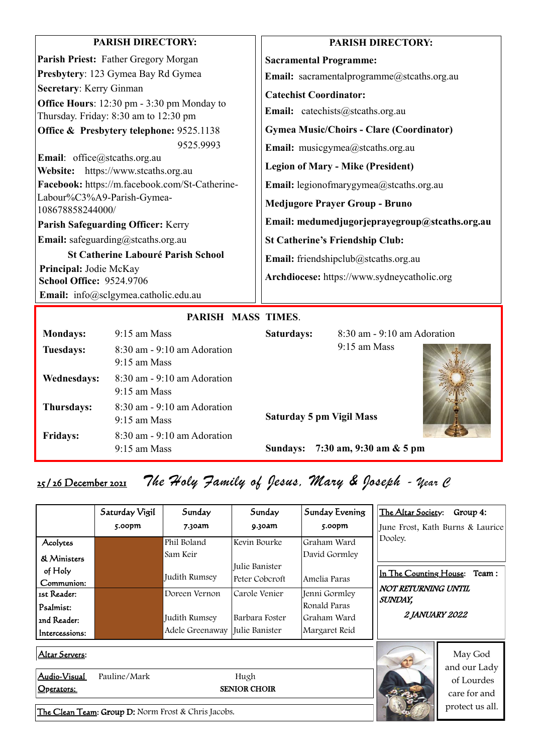## PARISH DIRECTORY:

**Parish Priest:** Father Gregory Morgan
**Presbytery**: 123 Gymea Bay Rd Gymea
**Secretary**: Kerry Ginman
**Office Hours**: 12:30 pm - 3:30 pm Monday to Thursday. Friday: 8:30 am to 12:30 pm
**Office & Presbytery telephone:** 9525.1138
9525.9993
**Email**: office@stcaths.org.au
**Website:** https://www.stcaths.org.au
**Facebook:** https://m.facebook.com/St-Catherine-Labour%C3%A9-Parish-Gymea-108678858244000/
**Parish Safeguarding Officer:** Kerry
**Email:** safeguarding@stcaths.org.au

**St Catherine Labouré Parish School**
**Principal:** Jodie McKay
**School Office:** 9524.9706
**Email:** info@sclgymea.catholic.edu.au

## PARISH DIRECTORY:

**Sacramental Programme:**
**Email:** sacramentalprogramme@stcaths.org.au
**Catechist Coordinator:**
**Email:** catechists@stcaths.org.au
**Gymea Music/Choirs - Clare (Coordinator)**
**Email:** musicgymea@stcaths.org.au
**Legion of Mary - Mike (President)**
**Email:** legionofmarygymea@stcaths.org.au
**Medjugore Prayer Group - Bruno**
**Email: medumedjugorjeprayegroup@stcaths.org.au**
**St Catherine's Friendship Club:**
**Email:** friendshipclub@stcaths.org.au
**Archdiocese:** https://www.sydneycatholic.org

## PARISH MASS TIMES.

**Mondays:** 9:15 am Mass
**Tuesdays:** 8:30 am - 9:10 am Adoration, 9:15 am Mass
**Wednesdays:** 8:30 am - 9:10 am Adoration, 9:15 am Mass
**Thursdays:** 8:30 am - 9:10 am Adoration, 9:15 am Mass
**Fridays:** 8:30 am - 9:10 am Adoration, 9:15 am Mass
**Saturdays:** 8:30 am - 9:10 am Adoration, 9:15 am Mass
**Saturday 5 pm Vigil Mass**
**Sundays: 7:30 am, 9:30 am & 5 pm**

## 25/26 December 2021 *The Holy Family of Jesus, Mary & Joseph - Year C*

| | Saturday Vigil 5.00pm | Sunday 7.30am | Sunday 9.30am | Sunday Evening 5.00pm |
|---|---|---|---|---|
| Acolytes & Ministers of Holy Communion: | | Phil Boland, Sam Keir, Judith Rumsey | Kevin Bourke, Julie Banister, Peter Cobcroft | Graham Ward, David Gormley, Amelia Paras |
| 1st Reader: | | Doreen Vernon | Carole Venier | Jenni Gormley |
| Psalmist: | | | | Ronald Paras |
| 2nd Reader: | | Judith Rumsey | Barbara Foster | Graham Ward |
| Intercessions: | | Adele Greenaway | Julie Banister | Margaret Reid |

Altar Servers:

Audio-Visual Operators: Pauline/Mark — Hugh — **SENIOR CHOIR**

The Clean Team: **Group D:** Norm Frost & Chris Jacobs.

The Altar Society: **Group 4:** June Frost, Kath Burns & Laurice Dooley.

In The Counting House: **Team :** *NOT RETURNING UNTIL SUNDAY, 2 JANUARY 2022*

May God and our Lady of Lourdes care for and protect us all.